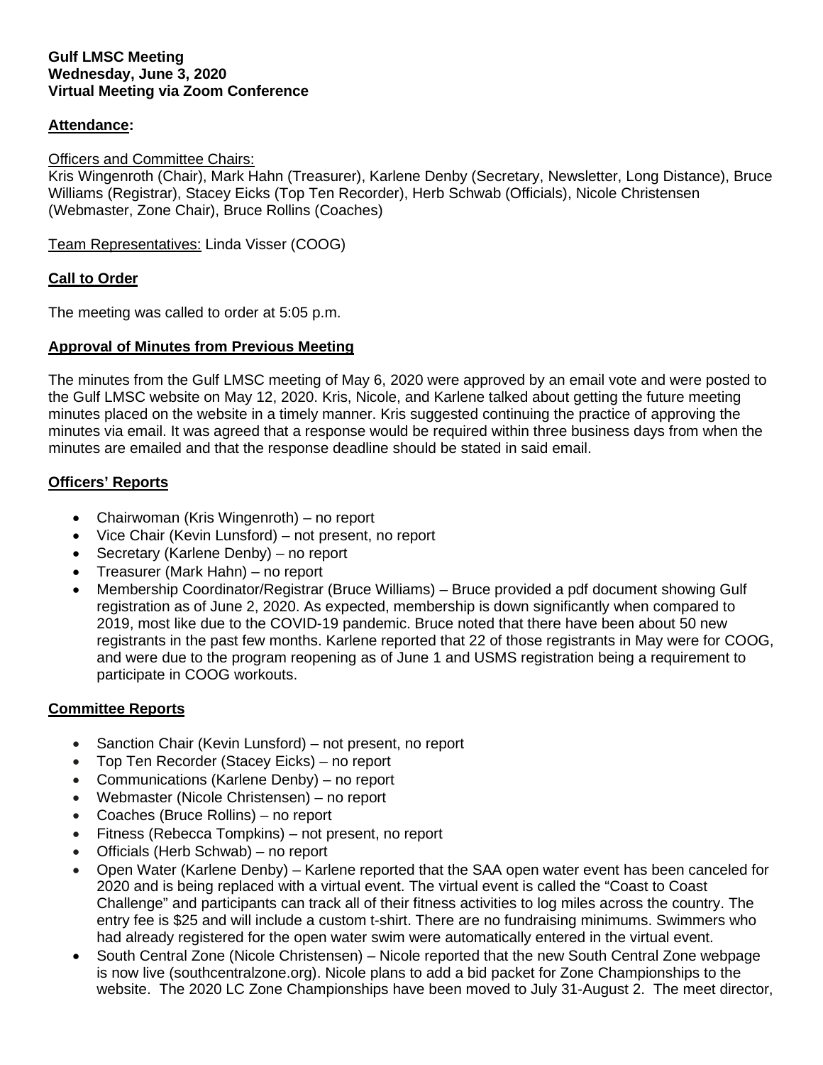**Gulf LMSC Meeting**
**Wednesday, June 3, 2020**
**Virtual Meeting via Zoom Conference**

## Attendance:

Officers and Committee Chairs:
Kris Wingenroth (Chair), Mark Hahn (Treasurer), Karlene Denby (Secretary, Newsletter, Long Distance), Bruce Williams (Registrar), Stacey Eicks (Top Ten Recorder), Herb Schwab (Officials), Nicole Christensen (Webmaster, Zone Chair), Bruce Rollins (Coaches)

Team Representatives: Linda Visser (COOG)

## Call to Order

The meeting was called to order at 5:05 p.m.

## Approval of Minutes from Previous Meeting

The minutes from the Gulf LMSC meeting of May 6, 2020 were approved by an email vote and were posted to the Gulf LMSC website on May 12, 2020. Kris, Nicole, and Karlene talked about getting the future meeting minutes placed on the website in a timely manner. Kris suggested continuing the practice of approving the minutes via email. It was agreed that a response would be required within three business days from when the minutes are emailed and that the response deadline should be stated in said email.

## Officers' Reports

- Chairwoman (Kris Wingenroth) – no report
- Vice Chair (Kevin Lunsford) – not present, no report
- Secretary (Karlene Denby) – no report
- Treasurer (Mark Hahn) – no report
- Membership Coordinator/Registrar (Bruce Williams) – Bruce provided a pdf document showing Gulf registration as of June 2, 2020. As expected, membership is down significantly when compared to 2019, most like due to the COVID-19 pandemic. Bruce noted that there have been about 50 new registrants in the past few months. Karlene reported that 22 of those registrants in May were for COOG, and were due to the program reopening as of June 1 and USMS registration being a requirement to participate in COOG workouts.

## Committee Reports

- Sanction Chair (Kevin Lunsford) – not present, no report
- Top Ten Recorder (Stacey Eicks) – no report
- Communications (Karlene Denby) – no report
- Webmaster (Nicole Christensen) – no report
- Coaches (Bruce Rollins) – no report
- Fitness (Rebecca Tompkins) – not present, no report
- Officials (Herb Schwab) – no report
- Open Water (Karlene Denby) – Karlene reported that the SAA open water event has been canceled for 2020 and is being replaced with a virtual event. The virtual event is called the "Coast to Coast Challenge" and participants can track all of their fitness activities to log miles across the country. The entry fee is $25 and will include a custom t-shirt. There are no fundraising minimums. Swimmers who had already registered for the open water swim were automatically entered in the virtual event.
- South Central Zone (Nicole Christensen) – Nicole reported that the new South Central Zone webpage is now live (southcentralzone.org). Nicole plans to add a bid packet for Zone Championships to the website. The 2020 LC Zone Championships have been moved to July 31-August 2. The meet director,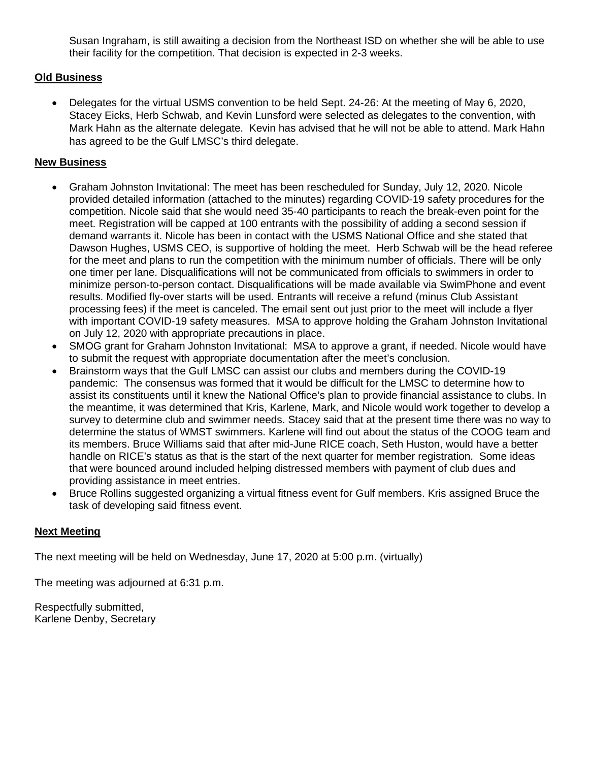Susan Ingraham, is still awaiting a decision from the Northeast ISD on whether she will be able to use their facility for the competition. That decision is expected in 2-3 weeks.

**Old Business**

- Delegates for the virtual USMS convention to be held Sept. 24-26: At the meeting of May 6, 2020, Stacey Eicks, Herb Schwab, and Kevin Lunsford were selected as delegates to the convention, with Mark Hahn as the alternate delegate. Kevin has advised that he will not be able to attend. Mark Hahn has agreed to be the Gulf LMSC's third delegate.

**New Business**

- Graham Johnston Invitational: The meet has been rescheduled for Sunday, July 12, 2020. Nicole provided detailed information (attached to the minutes) regarding COVID-19 safety procedures for the competition. Nicole said that she would need 35-40 participants to reach the break-even point for the meet. Registration will be capped at 100 entrants with the possibility of adding a second session if demand warrants it. Nicole has been in contact with the USMS National Office and she stated that Dawson Hughes, USMS CEO, is supportive of holding the meet. Herb Schwab will be the head referee for the meet and plans to run the competition with the minimum number of officials. There will be only one timer per lane. Disqualifications will not be communicated from officials to swimmers in order to minimize person-to-person contact. Disqualifications will be made available via SwimPhone and event results. Modified fly-over starts will be used. Entrants will receive a refund (minus Club Assistant processing fees) if the meet is canceled. The email sent out just prior to the meet will include a flyer with important COVID-19 safety measures. MSA to approve holding the Graham Johnston Invitational on July 12, 2020 with appropriate precautions in place.
- SMOG grant for Graham Johnston Invitational: MSA to approve a grant, if needed. Nicole would have to submit the request with appropriate documentation after the meet's conclusion.
- Brainstorm ways that the Gulf LMSC can assist our clubs and members during the COVID-19 pandemic: The consensus was formed that it would be difficult for the LMSC to determine how to assist its constituents until it knew the National Office's plan to provide financial assistance to clubs. In the meantime, it was determined that Kris, Karlene, Mark, and Nicole would work together to develop a survey to determine club and swimmer needs. Stacey said that at the present time there was no way to determine the status of WMST swimmers. Karlene will find out about the status of the COOG team and its members. Bruce Williams said that after mid-June RICE coach, Seth Huston, would have a better handle on RICE's status as that is the start of the next quarter for member registration. Some ideas that were bounced around included helping distressed members with payment of club dues and providing assistance in meet entries.
- Bruce Rollins suggested organizing a virtual fitness event for Gulf members. Kris assigned Bruce the task of developing said fitness event.

**Next Meeting**

The next meeting will be held on Wednesday, June 17, 2020 at 5:00 p.m. (virtually)

The meeting was adjourned at 6:31 p.m.

Respectfully submitted,
Karlene Denby, Secretary